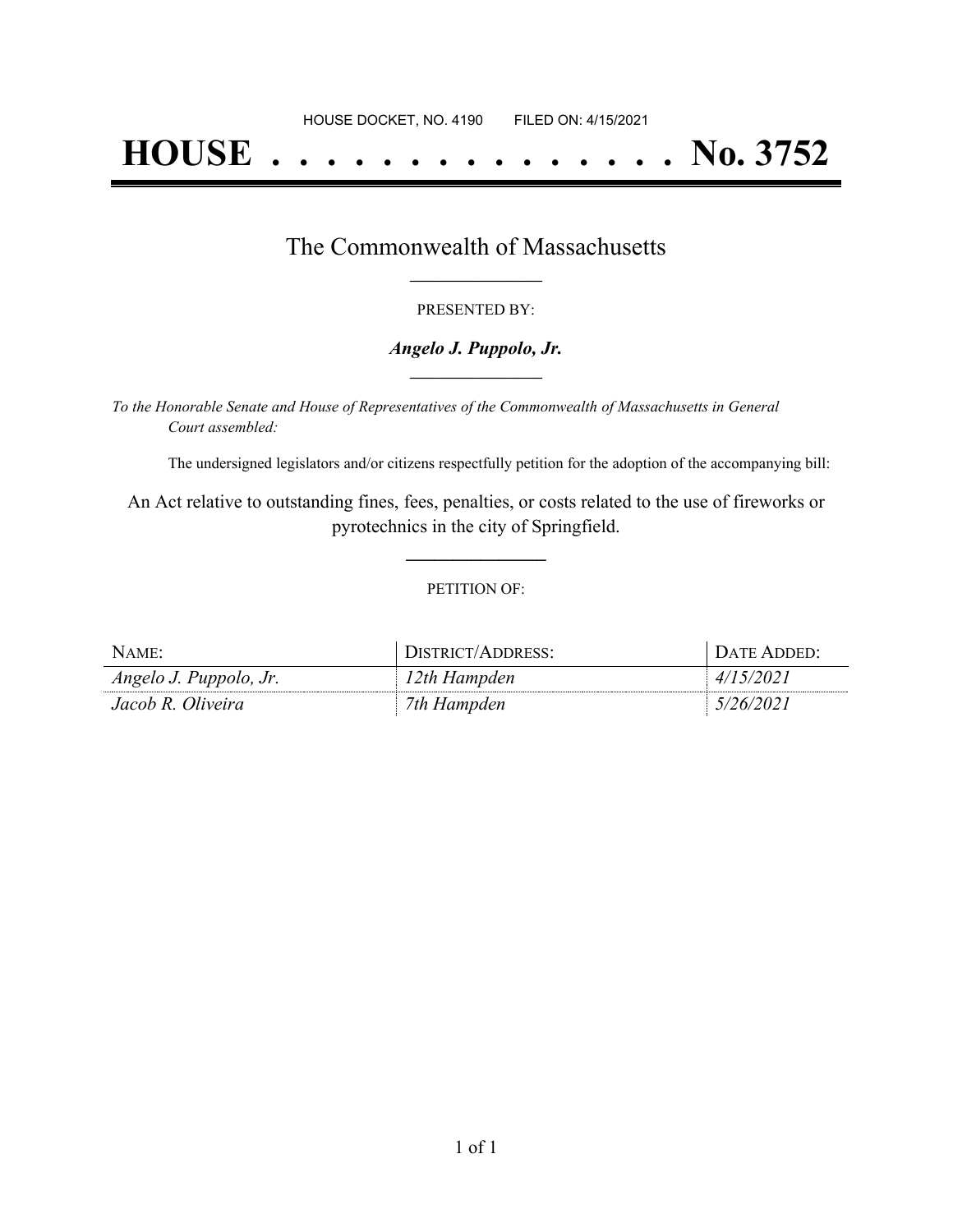HOUSE DOCKET, NO. 4190        FILED ON: 4/15/2021

# HOUSE . . . . . . . . . . . . . . . No. 3752

## The Commonwealth of Massachusetts

PRESENTED BY:

***Angelo J. Puppolo, Jr.***

*To the Honorable Senate and House of Representatives of the Commonwealth of Massachusetts in General Court assembled:*

The undersigned legislators and/or citizens respectfully petition for the adoption of the accompanying bill:

An Act relative to outstanding fines, fees, penalties, or costs related to the use of fireworks or pyrotechnics in the city of Springfield.

PETITION OF:

| NAME: | DISTRICT/ADDRESS: | DATE ADDED: |
|---|---|---|
| *Angelo J. Puppolo, Jr.* | *12th Hampden* | *4/15/2021* |
| *Jacob R. Oliveira* | *7th Hampden* | *5/26/2021* |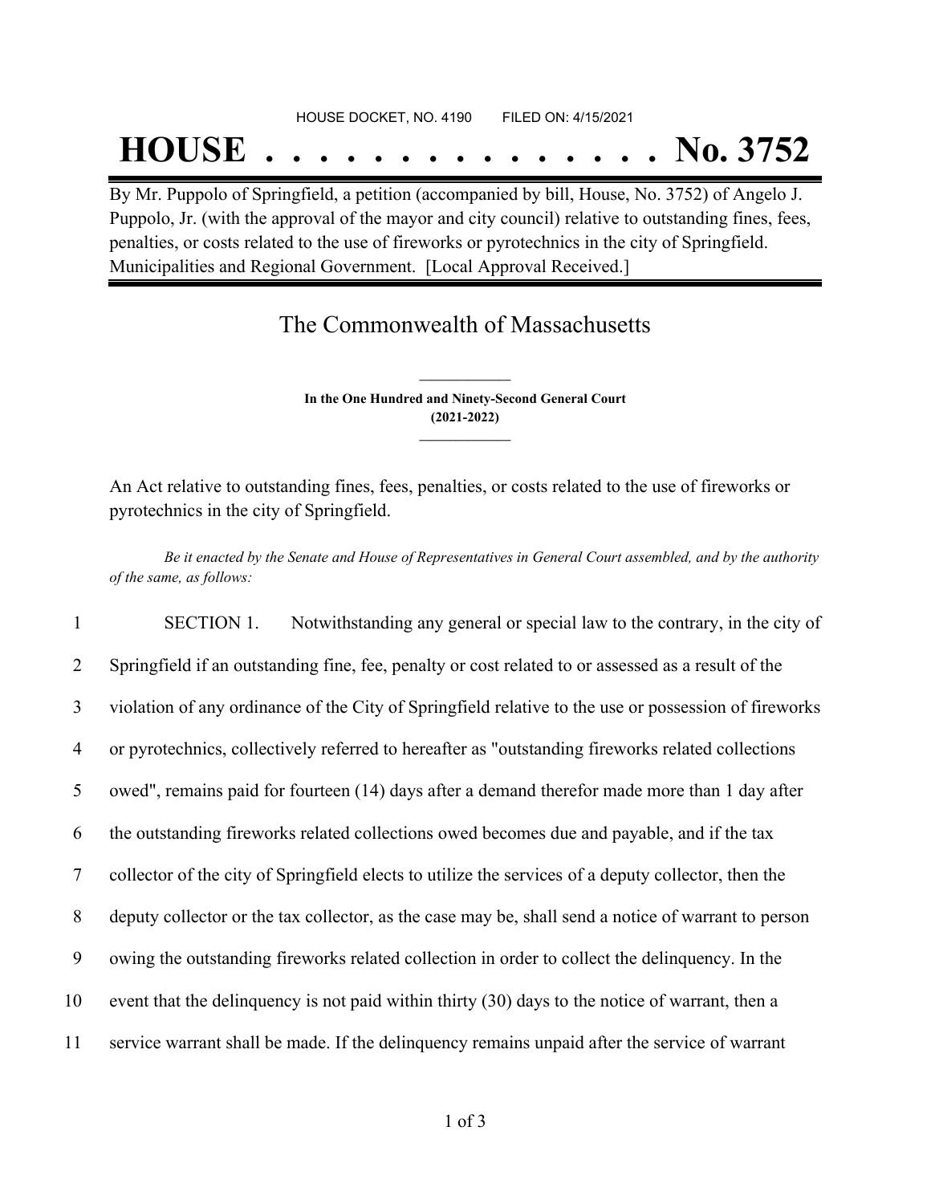HOUSE DOCKET, NO. 4190        FILED ON: 4/15/2021

# HOUSE . . . . . . . . . . . . . . . No. 3752

By Mr. Puppolo of Springfield, a petition (accompanied by bill, House, No. 3752) of Angelo J. Puppolo, Jr. (with the approval of the mayor and city council) relative to outstanding fines, fees, penalties, or costs related to the use of fireworks or pyrotechnics in the city of Springfield. Municipalities and Regional Government. [Local Approval Received.]

## The Commonwealth of Massachusetts

**In the One Hundred and Ninety-Second General Court**
**(2021-2022)**

An Act relative to outstanding fines, fees, penalties, or costs related to the use of fireworks or pyrotechnics in the city of Springfield.

*Be it enacted by the Senate and House of Representatives in General Court assembled, and by the authority of the same, as follows:*

1 SECTION 1. Notwithstanding any general or special law to the contrary, in the city of
2 Springfield if an outstanding fine, fee, penalty or cost related to or assessed as a result of the
3 violation of any ordinance of the City of Springfield relative to the use or possession of fireworks
4 or pyrotechnics, collectively referred to hereafter as "outstanding fireworks related collections
5 owed", remains paid for fourteen (14) days after a demand therefor made more than 1 day after
6 the outstanding fireworks related collections owed becomes due and payable, and if the tax
7 collector of the city of Springfield elects to utilize the services of a deputy collector, then the
8 deputy collector or the tax collector, as the case may be, shall send a notice of warrant to person
9 owing the outstanding fireworks related collection in order to collect the delinquency. In the
10 event that the delinquency is not paid within thirty (30) days to the notice of warrant, then a
11 service warrant shall be made. If the delinquency remains unpaid after the service of warrant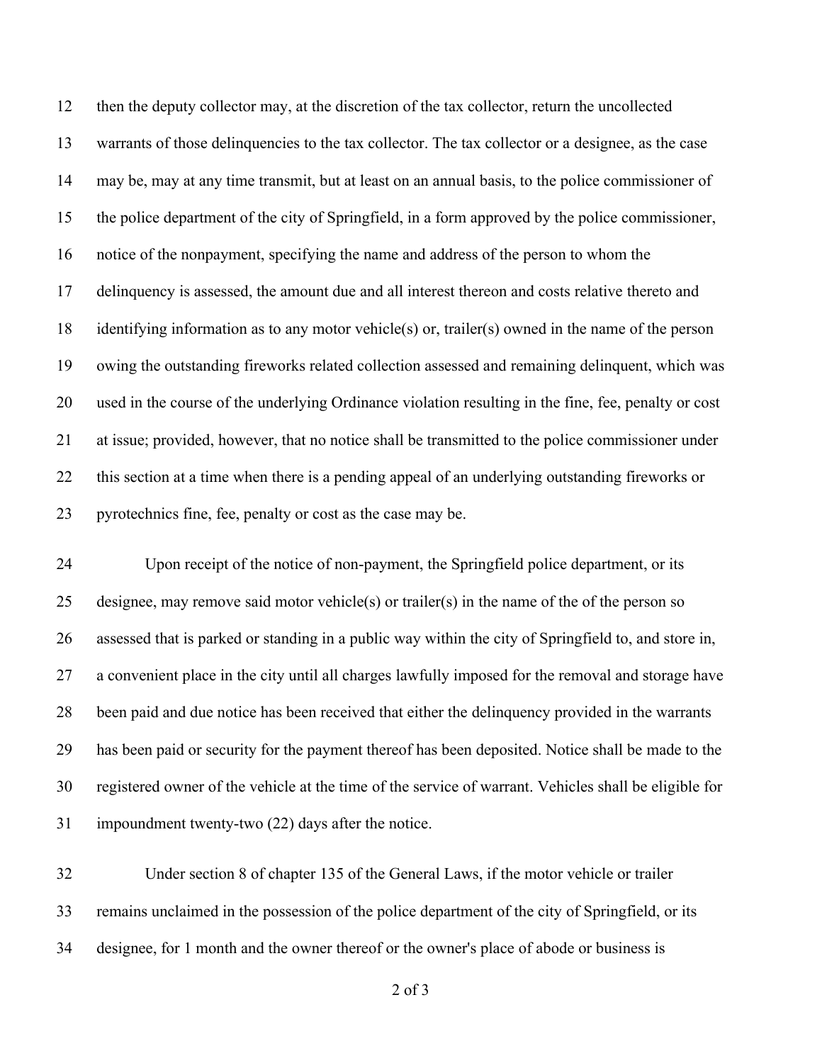then the deputy collector may, at the discretion of the tax collector, return the uncollected warrants of those delinquencies to the tax collector. The tax collector or a designee, as the case may be, may at any time transmit, but at least on an annual basis, to the police commissioner of the police department of the city of Springfield, in a form approved by the police commissioner, notice of the nonpayment, specifying the name and address of the person to whom the delinquency is assessed, the amount due and all interest thereon and costs relative thereto and identifying information as to any motor vehicle(s) or, trailer(s) owned in the name of the person owing the outstanding fireworks related collection assessed and remaining delinquent, which was used in the course of the underlying Ordinance violation resulting in the fine, fee, penalty or cost at issue; provided, however, that no notice shall be transmitted to the police commissioner under this section at a time when there is a pending appeal of an underlying outstanding fireworks or pyrotechnics fine, fee, penalty or cost as the case may be.

Upon receipt of the notice of non-payment, the Springfield police department, or its designee, may remove said motor vehicle(s) or trailer(s) in the name of the of the person so assessed that is parked or standing in a public way within the city of Springfield to, and store in, a convenient place in the city until all charges lawfully imposed for the removal and storage have been paid and due notice has been received that either the delinquency provided in the warrants has been paid or security for the payment thereof has been deposited. Notice shall be made to the registered owner of the vehicle at the time of the service of warrant. Vehicles shall be eligible for impoundment twenty-two (22) days after the notice.

Under section 8 of chapter 135 of the General Laws, if the motor vehicle or trailer remains unclaimed in the possession of the police department of the city of Springfield, or its designee, for 1 month and the owner thereof or the owner's place of abode or business is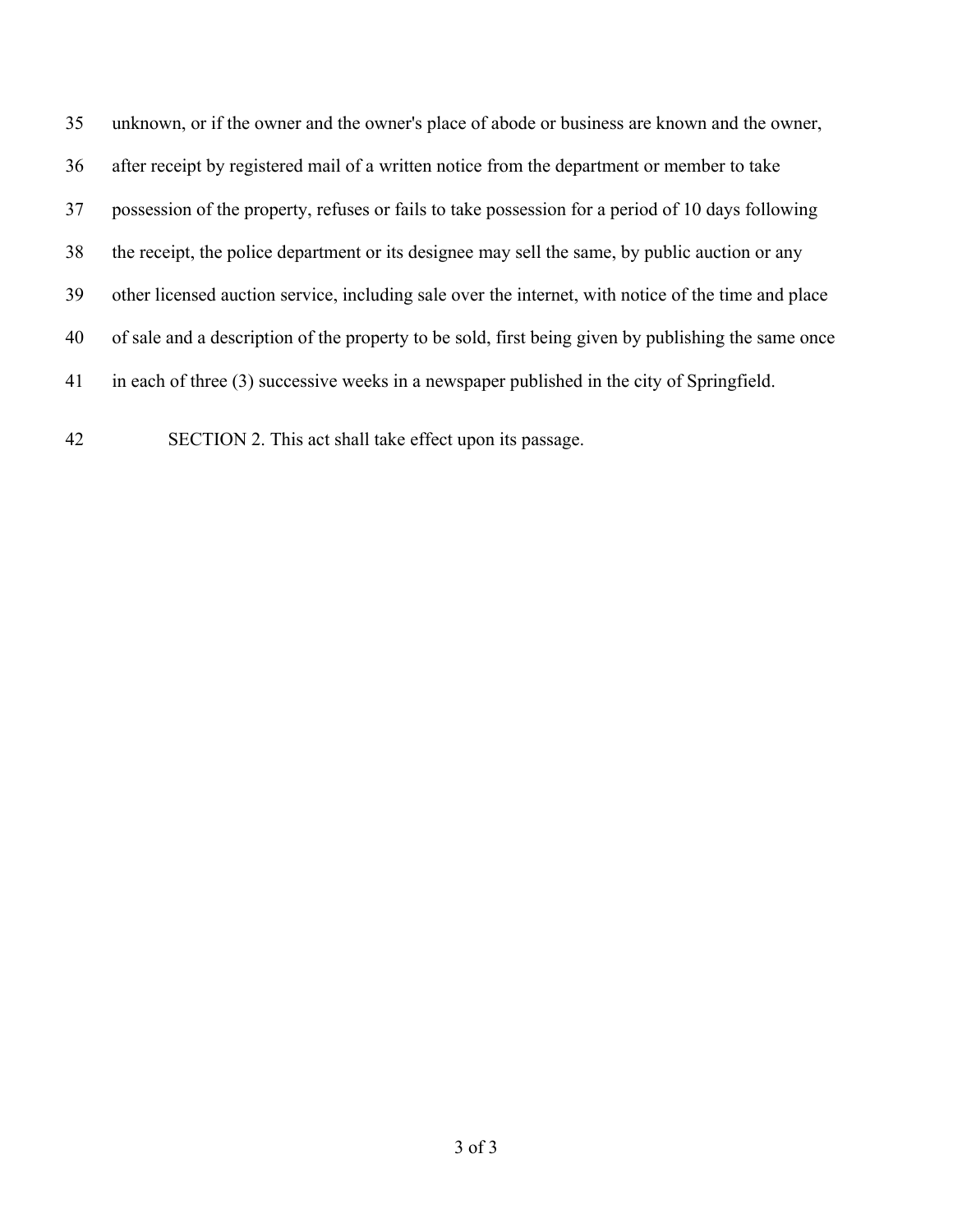unknown, or if the owner and the owner's place of abode or business are known and the owner, after receipt by registered mail of a written notice from the department or member to take possession of the property, refuses or fails to take possession for a period of 10 days following the receipt, the police department or its designee may sell the same, by public auction or any other licensed auction service, including sale over the internet, with notice of the time and place of sale and a description of the property to be sold, first being given by publishing the same once in each of three (3) successive weeks in a newspaper published in the city of Springfield.

SECTION 2. This act shall take effect upon its passage.